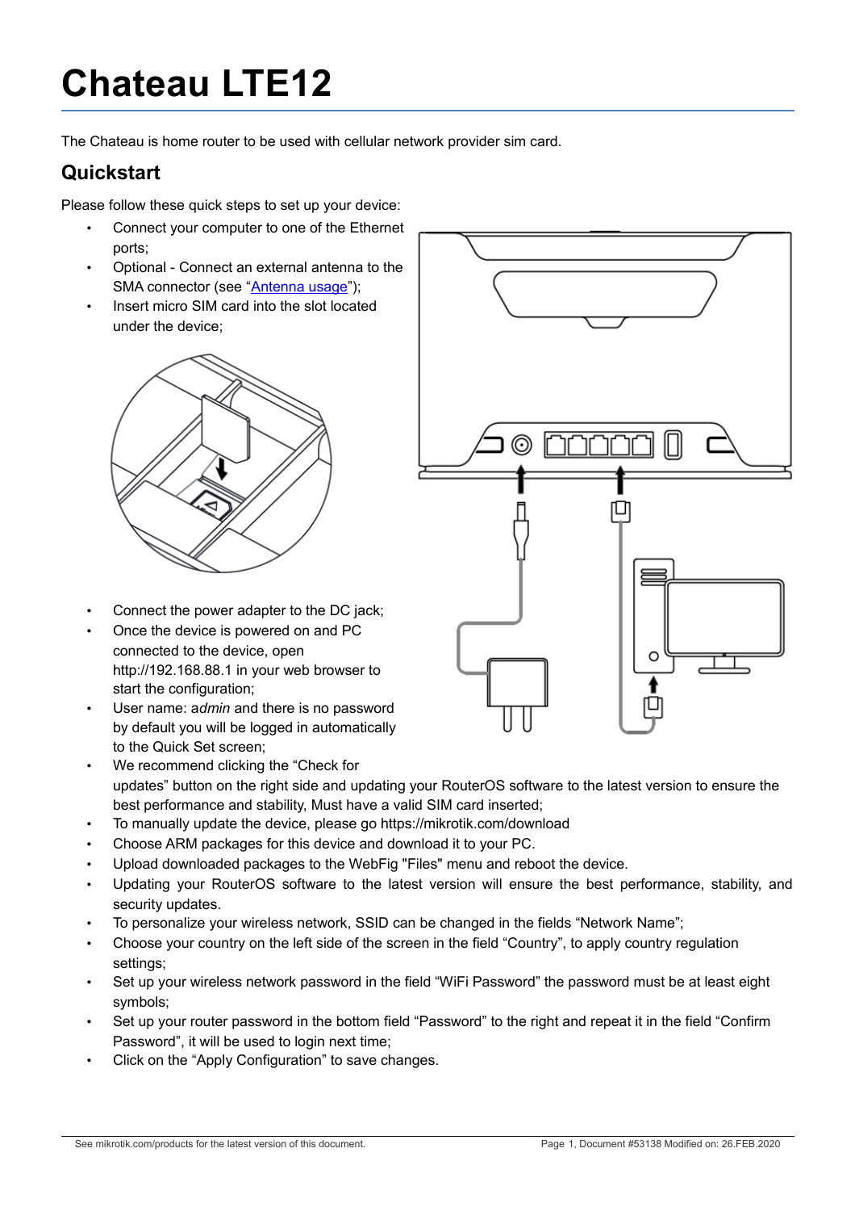# Chateau LTE12

The Chateau is home router to be used with cellular network provider sim card.

## Quickstart

Please follow these quick steps to set up your device:

- Connect your computer to one of the Ethernet ports;
- Optional - Connect an external antenna to the SMA connector (see "Antenna usage");
- Insert micro SIM card into the slot located under the device;
- Connect the power adapter to the DC jack;
- Once the device is powered on and PC connected to the device, open http://192.168.88.1 in your web browser to start the configuration;
- User name: a*dmin* and there is no password by default you will be logged in automatically to the Quick Set screen;
- We recommend clicking the "Check for updates" button on the right side and updating your RouterOS software to the latest version to ensure the best performance and stability, Must have a valid SIM card inserted;
- To manually update the device, please go https://mikrotik.com/download
- Choose ARM packages for this device and download it to your PC.
- Upload downloaded packages to the WebFig "Files" menu and reboot the device.
- Updating your RouterOS software to the latest version will ensure the best performance, stability, and security updates.
- To personalize your wireless network, SSID can be changed in the fields "Network Name";
- Choose your country on the left side of the screen in the field "Country", to apply country regulation settings;
- Set up your wireless network password in the field "WiFi Password" the password must be at least eight symbols;
- Set up your router password in the bottom field "Password" to the right and repeat it in the field "Confirm Password", it will be used to login next time;
- Click on the "Apply Configuration" to save changes.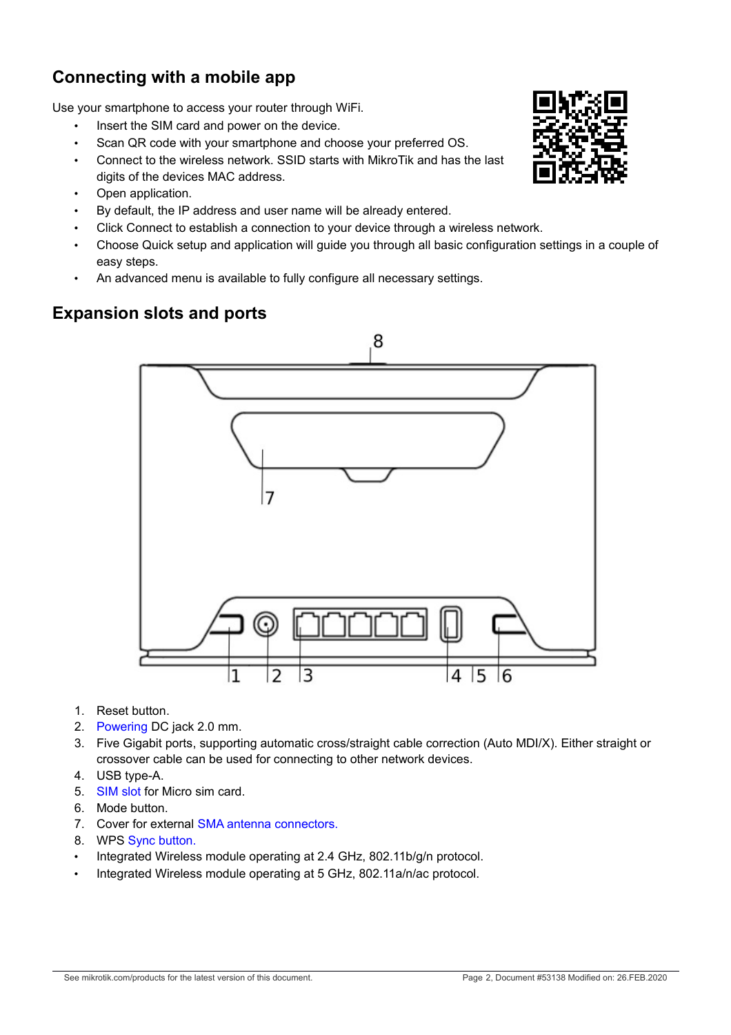## Connecting with a mobile app

Use your smartphone to access your router through WiFi.

- Insert the SIM card and power on the device.
- Scan QR code with your smartphone and choose your preferred OS.
- Connect to the wireless network. SSID starts with MikroTik and has the last digits of the devices MAC address.
- Open application.
- By default, the IP address and user name will be already entered.
- Click Connect to establish a connection to your device through a wireless network.
- Choose Quick setup and application will guide you through all basic configuration settings in a couple of easy steps.
- An advanced menu is available to fully configure all necessary settings.

## Expansion slots and ports

1. Reset button.
2. Powering DC jack 2.0 mm.
3. Five Gigabit ports, supporting automatic cross/straight cable correction (Auto MDI/X). Either straight or crossover cable can be used for connecting to other network devices.
4. USB type-A.
5. SIM slot for Micro sim card.
6. Mode button.
7. Cover for external SMA antenna connectors.
8. WPS Sync button.

- Integrated Wireless module operating at 2.4 GHz, 802.11b/g/n protocol.
- Integrated Wireless module operating at 5 GHz, 802.11a/n/ac protocol.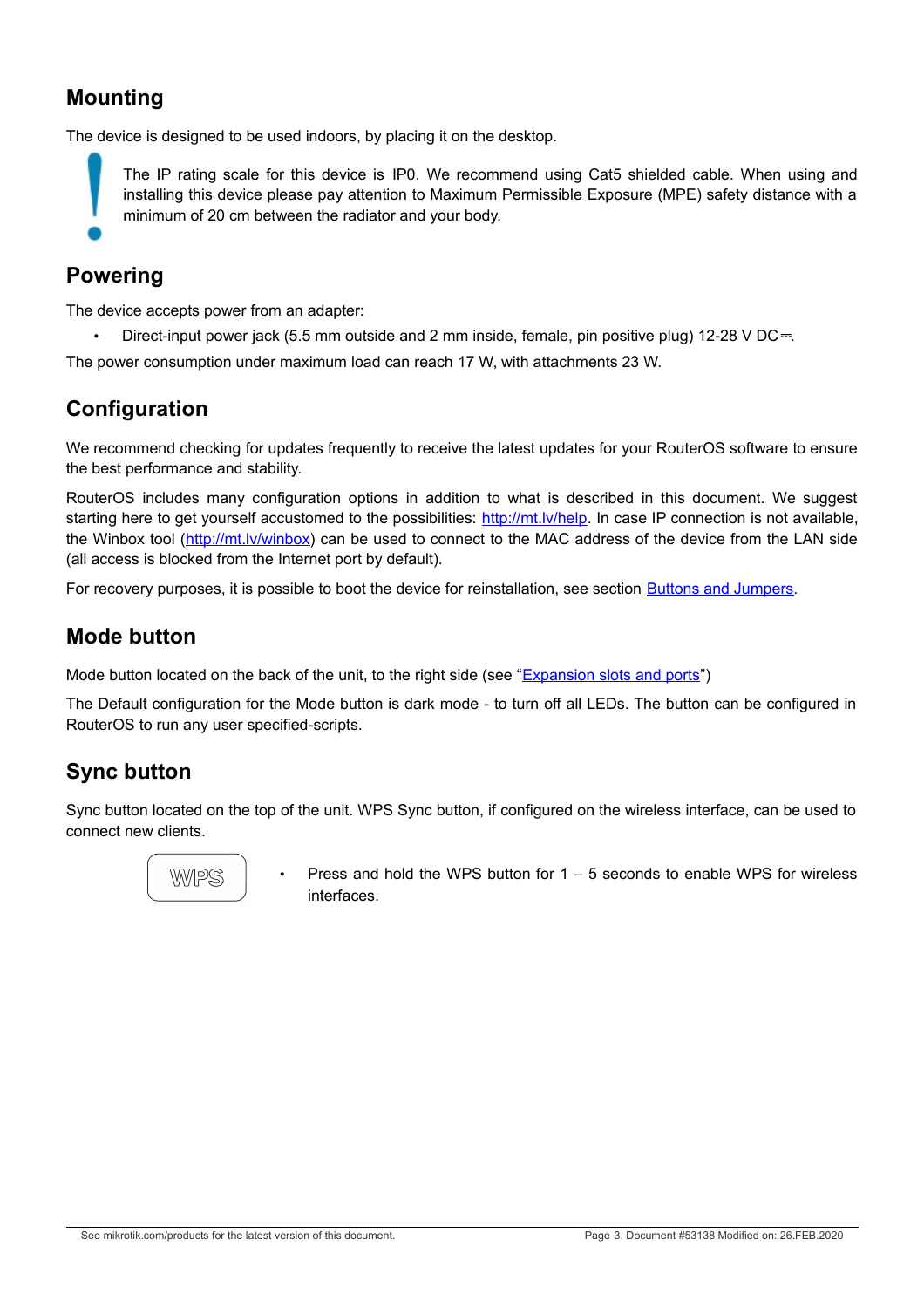## Mounting

The device is designed to be used indoors, by placing it on the desktop.

The IP rating scale for this device is IP0. We recommend using Cat5 shielded cable. When using and installing this device please pay attention to Maximum Permissible Exposure (MPE) safety distance with a minimum of 20 cm between the radiator and your body.

## Powering

The device accepts power from an adapter:

- Direct-input power jack (5.5 mm outside and 2 mm inside, female, pin positive plug) 12-28 V DC⎓.

The power consumption under maximum load can reach 17 W, with attachments 23 W.

## Configuration

We recommend checking for updates frequently to receive the latest updates for your RouterOS software to ensure the best performance and stability.

RouterOS includes many configuration options in addition to what is described in this document. We suggest starting here to get yourself accustomed to the possibilities: http://mt.lv/help. In case IP connection is not available, the Winbox tool (http://mt.lv/winbox) can be used to connect to the MAC address of the device from the LAN side (all access is blocked from the Internet port by default).

For recovery purposes, it is possible to boot the device for reinstallation, see section Buttons and Jumpers.

## Mode button

Mode button located on the back of the unit, to the right side (see "Expansion slots and ports")

The Default configuration for the Mode button is dark mode - to turn off all LEDs. The button can be configured in RouterOS to run any user specified-scripts.

## Sync button

Sync button located on the top of the unit. WPS Sync button, if configured on the wireless interface, can be used to connect new clients.

WPS

- Press and hold the WPS button for 1 – 5 seconds to enable WPS for wireless interfaces.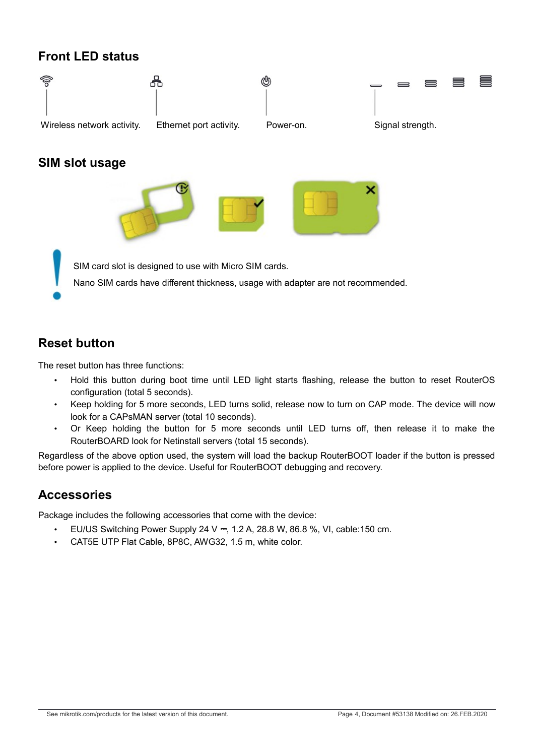## Front LED status

Wireless network activity. Ethernet port activity. Power-on. Signal strength.

## SIM slot usage

SIM card slot is designed to use with Micro SIM cards.

Nano SIM cards have different thickness, usage with adapter are not recommended.

## Reset button

The reset button has three functions:

- Hold this button during boot time until LED light starts flashing, release the button to reset RouterOS configuration (total 5 seconds).
- Keep holding for 5 more seconds, LED turns solid, release now to turn on CAP mode. The device will now look for a CAPsMAN server (total 10 seconds).
- Or Keep holding the button for 5 more seconds until LED turns off, then release it to make the RouterBOARD look for Netinstall servers (total 15 seconds).

Regardless of the above option used, the system will load the backup RouterBOOT loader if the button is pressed before power is applied to the device. Useful for RouterBOOT debugging and recovery.

## Accessories

Package includes the following accessories that come with the device:

- EU/US Switching Power Supply 24 V ⎓, 1.2 A, 28.8 W, 86.8 %, VI, cable:150 cm.
- CAT5E UTP Flat Cable, 8P8C, AWG32, 1.5 m, white color.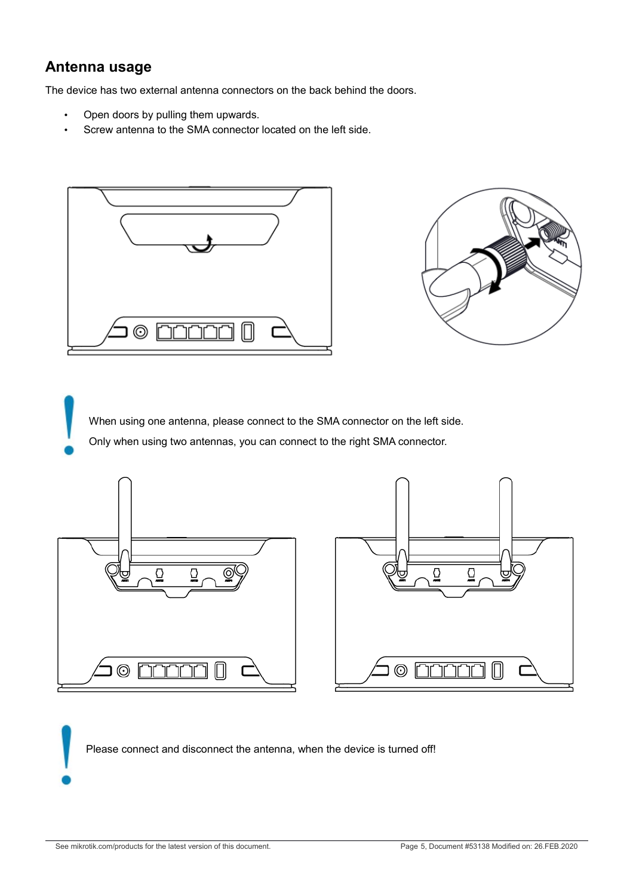## Antenna usage

The device has two external antenna connectors on the back behind the doors.

- Open doors by pulling them upwards.
- Screw antenna to the SMA connector located on the left side.

When using one antenna, please connect to the SMA connector on the left side.
Only when using two antennas, you can connect to the right SMA connector.

Please connect and disconnect the antenna, when the device is turned off!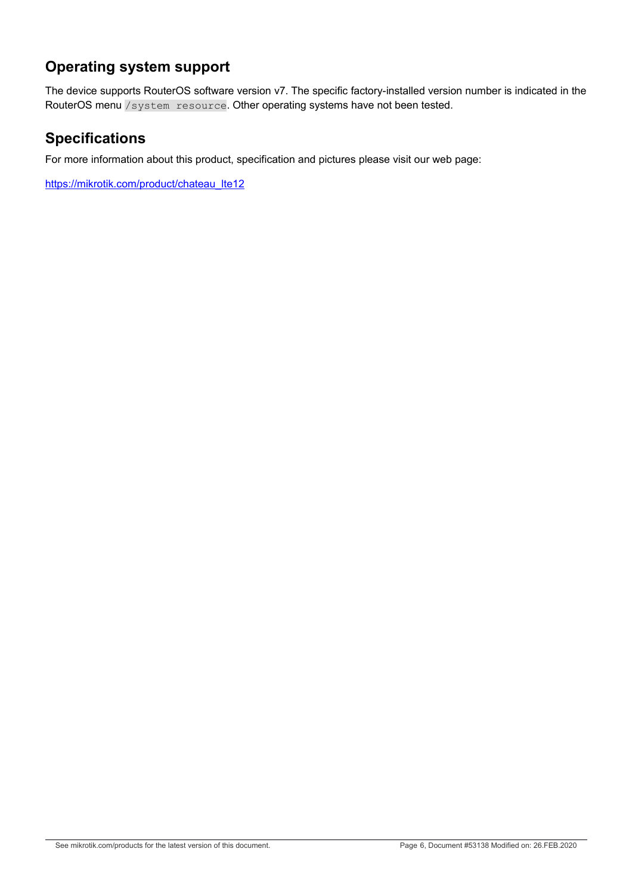## Operating system support

The device supports RouterOS software version v7. The specific factory-installed version number is indicated in the RouterOS menu `/system resource`. Other operating systems have not been tested.

## Specifications

For more information about this product, specification and pictures please visit our web page:

[https://mikrotik.com/product/chateau_lte12](https://mikrotik.com/product/chateau_lte12)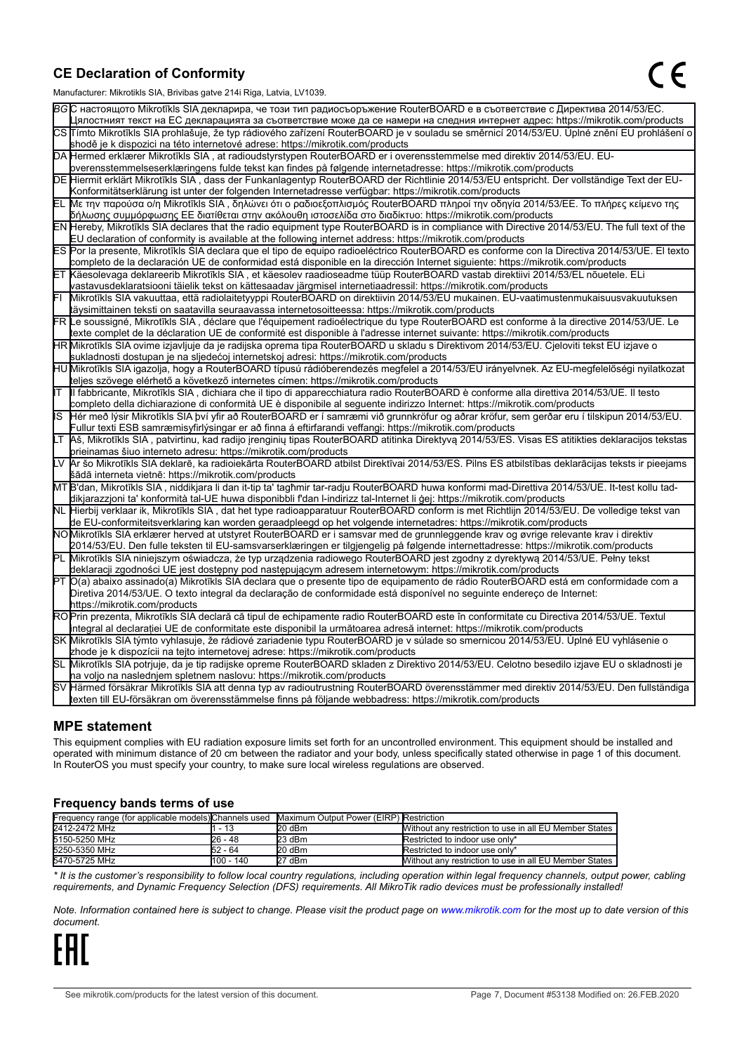## CE Declaration of Conformity

Manufacturer: Mikrotikls SIA, Brivibas gatve 214i Riga, Latvia, LV1039.

| | |
|---|---|
| BG | С настоящото Mikrotīkls SIA декларира, че този тип радиосъоръжение RouterBOARD е в съответствие с Директива 2014/53/ЕС. Цялостният текст на ЕС декларацията за съответствие може да се намери на следния интернет адрес: https://mikrotik.com/products |
| CS | Tímto Mikrotīkls SIA prohlašuje, že typ rádiového zařízení RouterBOARD je v souladu se směrnicí 2014/53/EU. Úplné znění EU prohlášení o shodě je k dispozici na této internetové adrese: https://mikrotik.com/products |
| DA | Hermed erklærer Mikrotīkls SIA , at radioudstyrstypen RouterBOARD er i overensstemmelse med direktiv 2014/53/EU. EU-overensstemmelseserklæringens fulde tekst kan findes på følgende internetadresse: https://mikrotik.com/products |
| DE | Hiermit erklärt Mikrotīkls SIA , dass der Funkanlagentyp RouterBOARD der Richtlinie 2014/53/EU entspricht. Der vollständige Text der EU-Konformitätserklärung ist unter der folgenden Internetadresse verfügbar: https://mikrotik.com/products |
| EL | Με την παρούσα ο/η Mikrotīkls SIA , δηλώνει ότι ο ραδιοεξοπλισμός RouterBOARD πληροί την οδηγία 2014/53/ΕΕ. Το πλήρες κείμενο της δήλωσης συμμόρφωσης ΕΕ διατίθεται στην ακόλουθη ιστοσελίδα στο διαδίκτυο: https://mikrotik.com/products |
| EN | Hereby, Mikrotīkls SIA declares that the radio equipment type RouterBOARD is in compliance with Directive 2014/53/EU. The full text of the EU declaration of conformity is available at the following internet address: https://mikrotik.com/products |
| ES | Por la presente, Mikrotīkls SIA declara que el tipo de equipo radioeléctrico RouterBOARD es conforme con la Directiva 2014/53/UE. El texto completo de la declaración UE de conformidad está disponible en la dirección Internet siguiente: https://mikrotik.com/products |
| ET | Käesolevaga deklareerib Mikrotīkls SIA , et käesolev raadioseadme tüüp RouterBOARD vastab direktiivi 2014/53/EL nõuetele. ELi vastavusdeklaratsiooni täielik tekst on kättesaadav järgmisel internetiaadressil: https://mikrotik.com/products |
| FI | Mikrotīkls SIA vakuuttaa, että radiolaitetyyppi RouterBOARD on direktiivin 2014/53/EU mukainen. EU-vaatimustenmukaisuusvakuutuksen täysimittainen teksti on saatavilla seuraavassa internetosoitteessa: https://mikrotik.com/products |
| FR | Le soussigné, Mikrotīkls SIA , déclare que l'équipement radioélectrique du type RouterBOARD est conforme à la directive 2014/53/UE. Le texte complet de la déclaration UE de conformité est disponible à l'adresse internet suivante: https://mikrotik.com/products |
| HR | Mikrotīkls SIA ovime izjavljuje da je radijska oprema tipa RouterBOARD u skladu s Direktivom 2014/53/EU. Cjeloviti tekst EU izjave o sukladnosti dostupan je na sljedećoj internetskoj adresi: https://mikrotik.com/products |
| HU | Mikrotīkls SIA igazolja, hogy a RouterBOARD típusú rádióberendezés megfelel a 2014/53/EU irányelvnek. Az EU-megfelelőségi nyilatkozat teljes szövege elérhető a következő internetes címen: https://mikrotik.com/products |
| IT | Il fabbricante, Mikrotīkls SIA , dichiara che il tipo di apparecchiatura radio RouterBOARD è conforme alla direttiva 2014/53/UE. Il testo completo della dichiarazione di conformità UE è disponibile al seguente indirizzo Internet: https://mikrotik.com/products |
| IS | Hér með lýsir Mikrotīkls SIA því yfir að RouterBOARD er í samræmi við grunnkröfur og aðrar kröfur, sem gerðar eru í tilskipun 2014/53/EU. Fullur texti ESB samræmisyfirlýsingar er að finna á eftirfarandi veffangi: https://mikrotik.com/products |
| LT | Aš, Mikrotīkls SIA , patvirtinu, kad radijo įrenginių tipas RouterBOARD atitinka Direktyvą 2014/53/ES. Visas ES atitikties deklaracijos tekstas prieinamas šiuo interneto adresu: https://mikrotik.com/products |
| LV | Ar šo Mikrotīkls SIA deklarē, ka radioiekārta RouterBOARD atbilst Direktīvai 2014/53/ES. Pilns ES atbilstības deklarācijas teksts ir pieejams šādā interneta vietnē: https://mikrotik.com/products |
| MT | B'dan, Mikrotīkls SIA , niddikjara li dan it-tip ta' tagħmir tar-radju RouterBOARD huwa konformi mad-Direttiva 2014/53/UE. It-test kollu tad-dikjarazzjoni ta' konformità tal-UE huwa disponibbli f'dan l-indirizz tal-Internet li ġej: https://mikrotik.com/products |
| NL | Hierbij verklaar ik, Mikrotīkls SIA , dat het type radioapparatuur RouterBOARD conform is met Richtlijn 2014/53/EU. De volledige tekst van de EU-conformiteitsverklaring kan worden geraadpleegd op het volgende internetadres: https://mikrotik.com/products |
| NO | Mikrotīkls SIA erklærer herved at utstyret RouterBOARD er i samsvar med de grunnleggende krav og øvrige relevante krav i direktiv 2014/53/EU. Den fulle teksten til EU-samsvarserklæringen er tilgjengelig på følgende internettadresse: https://mikrotik.com/products |
| PL | Mikrotīkls SIA niniejszym oświadcza, że typ urządzenia radiowego RouterBOARD jest zgodny z dyrektywą 2014/53/UE. Pełny tekst deklaracji zgodności UE jest dostępny pod następującym adresem internetowym: https://mikrotik.com/products |
| PT | O(a) abaixo assinado(a) Mikrotīkls SIA declara que o presente tipo de equipamento de rádio RouterBOARD está em conformidade com a Diretiva 2014/53/UE. O texto integral da declaração de conformidade está disponível no seguinte endereço de Internet: https://mikrotik.com/products |
| RO | Prin prezenta, Mikrotīkls SIA declară că tipul de echipamente radio RouterBOARD este în conformitate cu Directiva 2014/53/UE. Textul integral al declarației UE de conformitate este disponibil la următoarea adresă internet: https://mikrotik.com/products |
| SK | Mikrotīkls SIA týmto vyhlasuje, že rádiové zariadenie typu RouterBOARD je v súlade so smernicou 2014/53/EÚ. Úplné EÚ vyhlásenie o zhode je k dispozícii na tejto internetovej adrese: https://mikrotik.com/products |
| SL | Mikrotīkls SIA potrjuje, da je tip radijske opreme RouterBOARD skladen z Direktivo 2014/53/EU. Celotno besedilo izjave EU o skladnosti je na voljo na naslednjem spletnem naslovu: https://mikrotik.com/products |
| SV | Härmed försäkrar Mikrotīkls SIA att denna typ av radioutrustning RouterBOARD överensstämmer med direktiv 2014/53/EU. Den fullständiga texten till EU-försäkran om överensstämmelse finns på följande webbadress: https://mikrotik.com/products |

## MPE statement

This equipment complies with EU radiation exposure limits set forth for an uncontrolled environment. This equipment should be installed and operated with minimum distance of 20 cm between the radiator and your body, unless specifically stated otherwise in page 1 of this document. In RouterOS you must specify your country, to make sure local wireless regulations are observed.

### Frequency bands terms of use

| Frequency range (for applicable models) | Channels used | Maximum Output Power (EIRP) | Restriction |
|---|---|---|---|
| 2412-2472 MHz | 1 - 13 | 20 dBm | Without any restriction to use in all EU Member States |
| 5150-5250 MHz | 26 - 48 | 23 dBm | Restricted to indoor use only* |
| 5250-5350 MHz | 52 - 64 | 20 dBm | Restricted to indoor use only* |
| 5470-5725 MHz | 100 - 140 | 27 dBm | Without any restriction to use in all EU Member States |

*\* It is the customer's responsibility to follow local country regulations, including operation within legal frequency channels, output power, cabling requirements, and Dynamic Frequency Selection (DFS) requirements. All MikroTik radio devices must be professionally installed!*

*Note. Information contained here is subject to change. Please visit the product page on www.mikrotik.com for the most up to date version of this document.*

EAC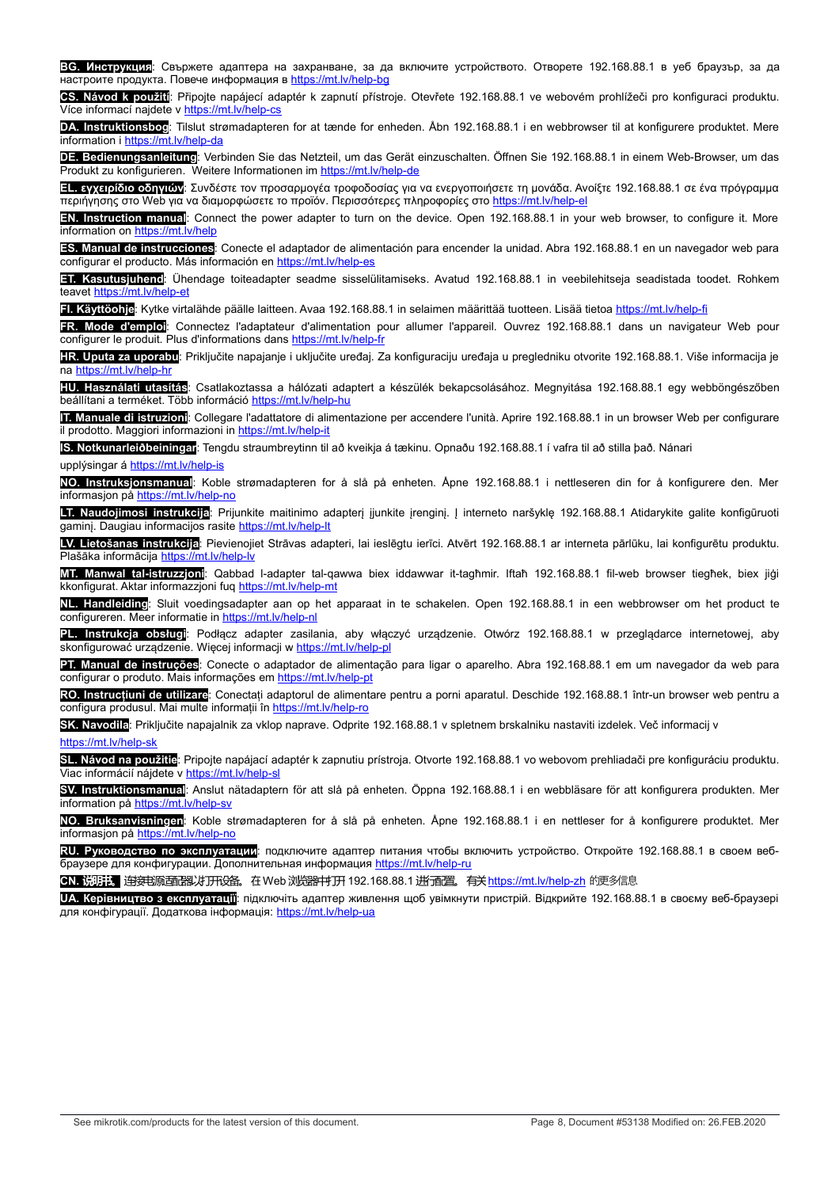**BG. Инструкция**: Свържете адаптера на захранване, за да включите устройството. Отворете 192.168.88.1 в уеб браузър, за да настроите продукта. Повече информация в https://mt.lv/help-bg

**CS. Návod k použití**: Připojte napájecí adaptér k zapnutí přístroje. Otevřete 192.168.88.1 ve webovém prohlížeči pro konfiguraci produktu. Více informací najdete v https://mt.lv/help-cs

**DA. Instruktionsbog**: Tilslut strømadapteren for at tænde for enheden. Åbn 192.168.88.1 i en webbrowser til at konfigurere produktet. Mere information i https://mt.lv/help-da

**DE. Bedienungsanleitung**: Verbinden Sie das Netzteil, um das Gerät einzuschalten. Öffnen Sie 192.168.88.1 in einem Web-Browser, um das Produkt zu konfigurieren. Weitere Informationen im https://mt.lv/help-de

**EL. εγχειρίδιο οδηγιών**: Συνδέστε τον προσαρμογέα τροφοδοσίας για να ενεργοποιήσετε τη μονάδα. Ανοίξτε 192.168.88.1 σε ένα πρόγραμμα περιήγησης στο Web για να διαμορφώσετε το προϊόν. Περισσότερες πληροφορίες στο https://mt.lv/help-el

**EN. Instruction manual**: Connect the power adapter to turn on the device. Open 192.168.88.1 in your web browser, to configure it. More information on https://mt.lv/help

**ES. Manual de instrucciones**: Conecte el adaptador de alimentación para encender la unidad. Abra 192.168.88.1 en un navegador web para configurar el producto. Más información en https://mt.lv/help-es

**ET. Kasutusjuhend**: Ühendage toiteadapter seadme sisselülitamiseks. Avatud 192.168.88.1 in veebilehitseja seadistada toodet. Rohkem teavet https://mt.lv/help-et

**FI. Käyttöohje**: Kytke virtalähde päälle laitteen. Avaa 192.168.88.1 in selaimen määrittää tuotteen. Lisää tietoa https://mt.lv/help-fi

**FR. Mode d'emploi**: Connectez l'adaptateur d'alimentation pour allumer l'appareil. Ouvrez 192.168.88.1 dans un navigateur Web pour configurer le produit. Plus d'informations dans https://mt.lv/help-fr

**HR. Uputa za uporabu**: Priključite napajanje i uključite uređaj. Za konfiguraciju uređaja u pregledniku otvorite 192.168.88.1. Više informacija je na https://mt.lv/help-hr

**HU. Használati utasítás**: Csatlakoztassa a hálózati adaptert a készülék bekapcsolásához. Megnyitása 192.168.88.1 egy webböngészőben beállítani a terméket. Több információ https://mt.lv/help-hu

**IT. Manuale di istruzioni**: Collegare l'adattatore di alimentazione per accendere l'unità. Aprire 192.168.88.1 in un browser Web per configurare il prodotto. Maggiori informazioni in https://mt.lv/help-it

**IS. Notkunarleiðbeiningar**: Tengdu straumbreytinn til að kveikja á tækinu. Opnaðu 192.168.88.1 í vafra til að stilla það. Nánari upplýsingar á https://mt.lv/help-is

**NO. Instruksjonsmanual**: Koble strømadapteren for å slå på enheten. Åpne 192.168.88.1 i nettleseren din for å konfigurere den. Mer informasjon på https://mt.lv/help-no

**LT. Naudojimosi instrukcija**: Prijunkite maitinimo adapterį įjunkite įrenginį. Į interneto naršyklę 192.168.88.1 Atidarykite galite konfigūruoti gaminį. Daugiau informacijos rasite https://mt.lv/help-lt

**LV. Lietošanas instrukcija**: Pievienojiet Strāvas adapteri, lai ieslēgtu ierīci. Atvērt 192.168.88.1 ar interneta pārlūku, lai konfigurētu produktu. Plašāka informācija https://mt.lv/help-lv

**MT. Manwal tal-istruzzjoni**: Qabbad l-adapter tal-qawwa biex iddawwar it-tagħmir. Iftaħ 192.168.88.1 fil-web browser tiegħek, biex jiġi kkonfigurat. Aktar informazzjoni fuq https://mt.lv/help-mt

**NL. Handleiding**: Sluit voedingsadapter aan op het apparaat in te schakelen. Open 192.168.88.1 in een webbrowser om het product te configureren. Meer informatie in https://mt.lv/help-nl

**PL. Instrukcja obsługi**: Podłącz adapter zasilania, aby włączyć urządzenie. Otwórz 192.168.88.1 w przeglądarce internetowej, aby skonfigurować urządzenie. Więcej informacji w https://mt.lv/help-pl

**PT. Manual de instruções**: Conecte o adaptador de alimentação para ligar o aparelho. Abra 192.168.88.1 em um navegador da web para configurar o produto. Mais informações em https://mt.lv/help-pt

**RO. Instrucțiuni de utilizare**: Conectați adaptorul de alimentare pentru a porni aparatul. Deschide 192.168.88.1 într-un browser web pentru a configura produsul. Mai multe informații în https://mt.lv/help-ro

**SK. Navodila**: Priključite napajalnik za vklop naprave. Odprite 192.168.88.1 v spletnem brskalniku nastaviti izdelek. Več informacij v https://mt.lv/help-sk

**SL. Návod na použitie**: Pripojte napájací adaptér k zapnutiu prístroja. Otvorte 192.168.88.1 vo webovom prehliadači pre konfiguráciu produktu. Viac informácií nájdete v https://mt.lv/help-sl

**SV. Instruktionsmanual**: Anslut nätadaptern för att slå på enheten. Öppna 192.168.88.1 i en webbläsare för att konfigurera produkten. Mer information på https://mt.lv/help-sv

**NO. Bruksanvisningen**: Koble strømadapteren for å slå på enheten. Åpne 192.168.88.1 i en nettleser for å konfigurere produktet. Mer informasjon på https://mt.lv/help-no

**RU. Руководство по эксплуатации**: подключите адаптер питания чтобы включить устройство. Откройте 192.168.88.1 в своем веб-браузере для конфигурации. Дополнительная информация https://mt.lv/help-ru

**CN. 说明书.** 连接电源适配器以打开设备。在 Web 浏览器中打开 192.168.88.1 进行配置。有关 https://mt.lv/help-zh 的更多信息

**UA. Керівництво з експлуатації**: підключіть адаптер живлення щоб увімкнути пристрій. Відкрийте 192.168.88.1 в своєму веб-браузері для конфігурації. Додаткова інформація: https://mt.lv/help-ua